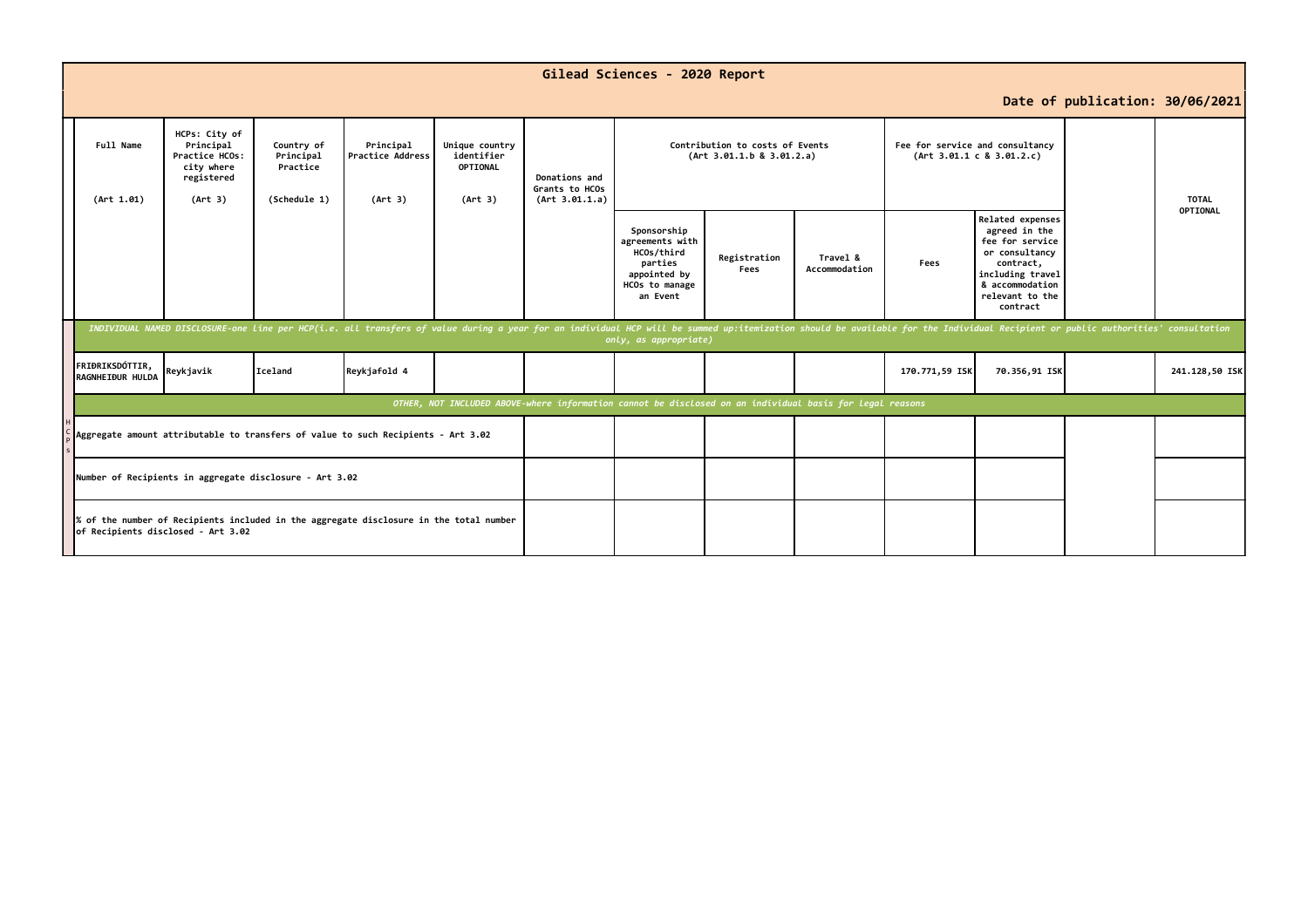# Gilead Sciences - 2020 Report

**Date of publication: 30/06/2021**

| Full Name (Art 1.01) | HCPs: City of Principal Practice HCOs: city where registered (Art 3) | Country of Principal Practice (Schedule 1) | Principal Practice Address (Art 3) | Unique country identifier OPTIONAL (Art 3) | Donations and Grants to HCOs (Art 3.01.1.a) | Contribution to costs of Events (Art 3.01.1.b & 3.01.2.a) | | | Fee for service and consultancy (Art 3.01.1 c & 3.01.2.c) | | | TOTAL OPTIONAL |
|---|---|---|---|---|---|---|---|---|---|---|---|---|
| | | | | | | Sponsorship agreements with HCOs/third parties appointed by HCOs to manage an Event | Registration Fees | Travel & Accommodation | Fees | Related expenses agreed in the fee for service or consultancy contract, including travel & accommodation relevant to the contract | | |
| *INDIVIDUAL NAMED DISCLOSURE-one line per HCP(i.e. all transfers of value during a year for an individual HCP will be summed up:itemization should be available for the Individual Recipient or public authorities' consultation only, as appropriate)* | | | | | | | | | | | | |
| FRIÐRIKSDÓTTIR, RAGNHEIÐUR HULDA | Reykjavik | Iceland | Reykjafold 4 | | | | | | 170.771,59 ISK | 70.356,91 ISK | | 241.128,50 ISK |
| *OTHER, NOT INCLUDED ABOVE-where information cannot be disclosed on an individual basis for legal reasons* | | | | | | | | | | | | |
| Aggregate amount attributable to transfers of value to such Recipients - Art 3.02 | | | | | | | | | | | | |
| Number of Recipients in aggregate disclosure - Art 3.02 | | | | | | | | | | | | |
| % of the number of Recipients included in the aggregate disclosure in the total number of Recipients disclosed - Art 3.02 | | | | | | | | | | | | |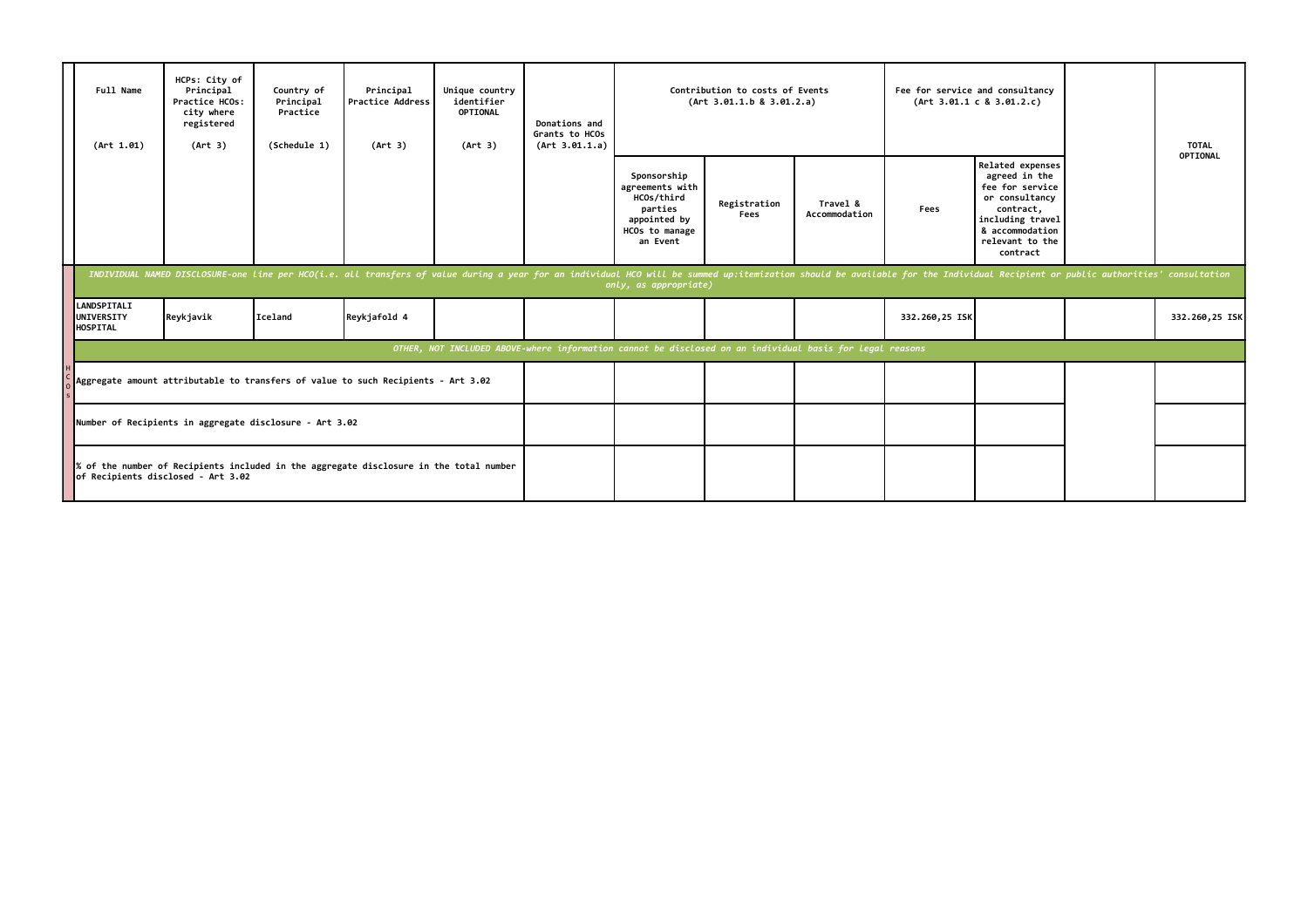| Full Name (Art 1.01) | HCPs: City of Principal Practice HCOs: city where registered (Art 3) | Country of Principal Practice (Schedule 1) | Principal Practice Address (Art 3) | Unique country identifier OPTIONAL (Art 3) | Donations and Grants to HCOs (Art 3.01.1.a) | Contribution to costs of Events (Art 3.01.1.b & 3.01.2.a) | | | Fee for service and consultancy (Art 3.01.1 c & 3.01.2.c) | | | TOTAL OPTIONAL |
|---|---|---|---|---|---|---|---|---|---|---|---|---|
| | | | | | | Sponsorship agreements with HCOs/third parties appointed by HCOs to manage an Event | Registration Fees | Travel & Accommodation | Fees | Related expenses agreed in the fee for service or consultancy contract, including travel & accommodation relevant to the contract | | |
| *INDIVIDUAL NAMED DISCLOSURE-one line per HCO(i.e. all transfers of value during a year for an individual HCO will be summed up:itemization should be available for the Individual Recipient or public authorities' consultation only, as appropriate)* | | | | | | | | | | | | |
| LANDSPITALI UNIVERSITY HOSPITAL | Reykjavik | Iceland | Reykjafold 4 | | | | | | 332.260,25 ISK | | | 332.260,25 ISK |
| *OTHER, NOT INCLUDED ABOVE-where information cannot be disclosed on an individual basis for legal reasons* | | | | | | | | | | | | |
| Aggregate amount attributable to transfers of value to such Recipients - Art 3.02 | | | | | | | | | | | | |
| Number of Recipients in aggregate disclosure - Art 3.02 | | | | | | | | | | | | |
| % of the number of Recipients included in the aggregate disclosure in the total number of Recipients disclosed - Art 3.02 | | | | | | | | | | | | |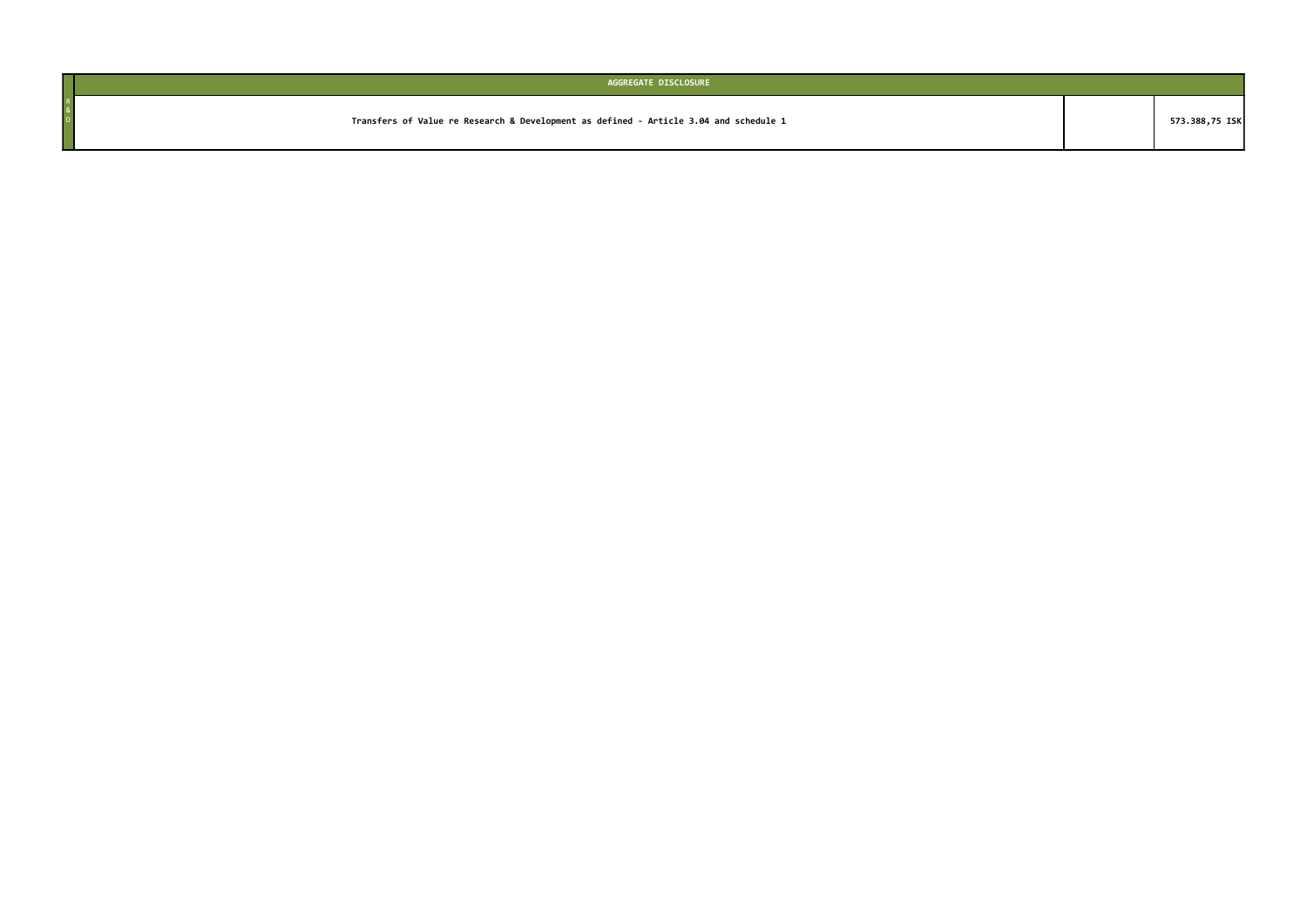| | | | |
|---|---|---|---|
| | AGGREGATE DISCLOSURE | | |
| R & D | Transfers of Value re Research & Development as defined - Article 3.04 and schedule 1 | | 573.388,75 ISK |